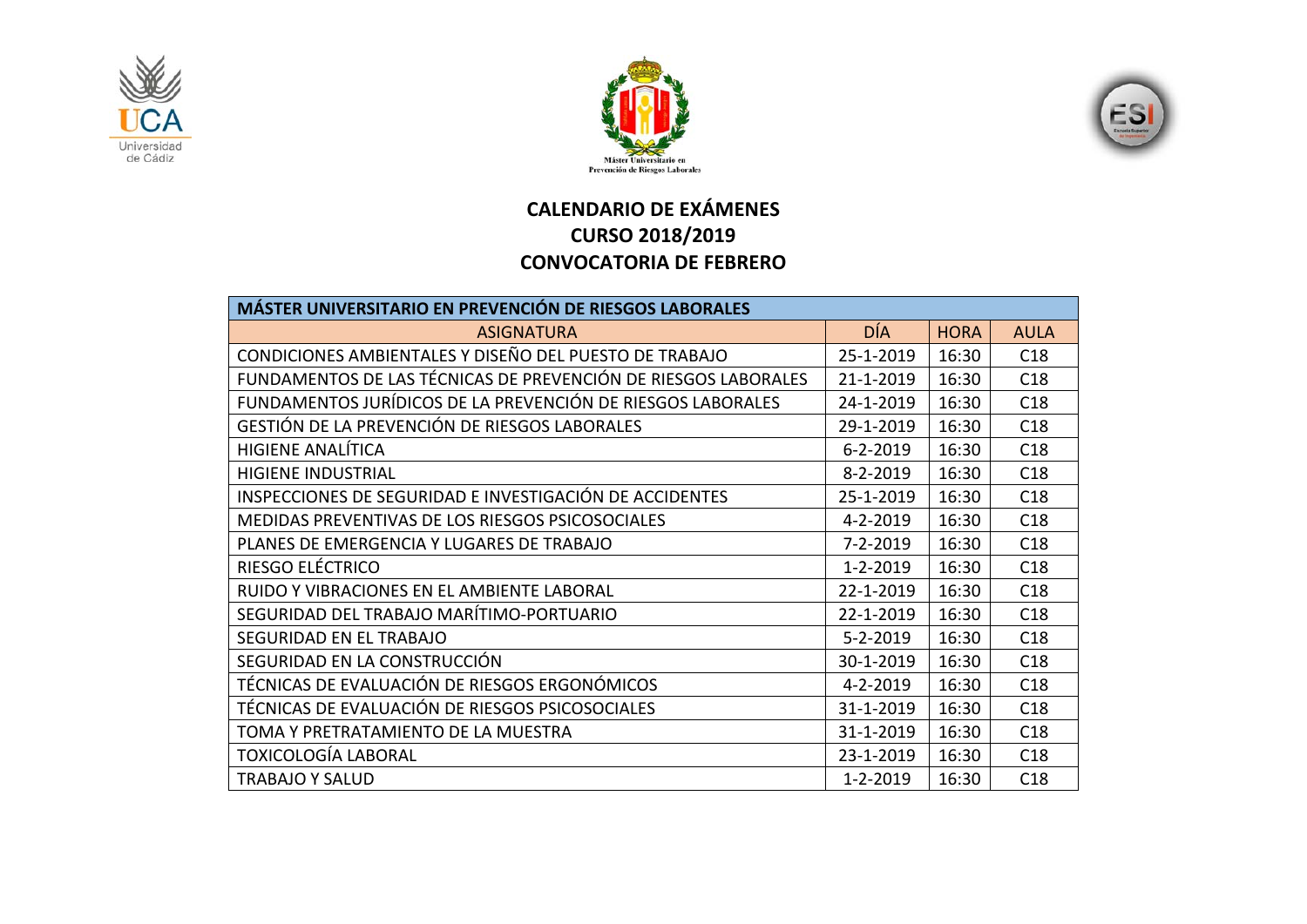# CALENDARIO DE EXÁMENES
## CURSO 2018/2019
## CONVOCATORIA DE FEBRERO

| MÁSTER UNIVERSITARIO EN PREVENCIÓN DE RIESGOS LABORALES | | | |
|---|---|---|---|
| ASIGNATURA | DÍA | HORA | AULA |
| CONDICIONES AMBIENTALES Y DISEÑO DEL PUESTO DE TRABAJO | 25-1-2019 | 16:30 | C18 |
| FUNDAMENTOS DE LAS TÉCNICAS DE PREVENCIÓN DE RIESGOS LABORALES | 21-1-2019 | 16:30 | C18 |
| FUNDAMENTOS JURÍDICOS DE LA PREVENCIÓN DE RIESGOS LABORALES | 24-1-2019 | 16:30 | C18 |
| GESTIÓN DE LA PREVENCIÓN DE RIESGOS LABORALES | 29-1-2019 | 16:30 | C18 |
| HIGIENE ANALÍTICA | 6-2-2019 | 16:30 | C18 |
| HIGIENE INDUSTRIAL | 8-2-2019 | 16:30 | C18 |
| INSPECCIONES DE SEGURIDAD E INVESTIGACIÓN DE ACCIDENTES | 25-1-2019 | 16:30 | C18 |
| MEDIDAS PREVENTIVAS DE LOS RIESGOS PSICOSOCIALES | 4-2-2019 | 16:30 | C18 |
| PLANES DE EMERGENCIA Y LUGARES DE TRABAJO | 7-2-2019 | 16:30 | C18 |
| RIESGO ELÉCTRICO | 1-2-2019 | 16:30 | C18 |
| RUIDO Y VIBRACIONES EN EL AMBIENTE LABORAL | 22-1-2019 | 16:30 | C18 |
| SEGURIDAD DEL TRABAJO MARÍTIMO-PORTUARIO | 22-1-2019 | 16:30 | C18 |
| SEGURIDAD EN EL TRABAJO | 5-2-2019 | 16:30 | C18 |
| SEGURIDAD EN LA CONSTRUCCIÓN | 30-1-2019 | 16:30 | C18 |
| TÉCNICAS DE EVALUACIÓN DE RIESGOS ERGONÓMICOS | 4-2-2019 | 16:30 | C18 |
| TÉCNICAS DE EVALUACIÓN DE RIESGOS PSICOSOCIALES | 31-1-2019 | 16:30 | C18 |
| TOMA Y PRETRATAMIENTO DE LA MUESTRA | 31-1-2019 | 16:30 | C18 |
| TOXICOLOGÍA LABORAL | 23-1-2019 | 16:30 | C18 |
| TRABAJO Y SALUD | 1-2-2019 | 16:30 | C18 |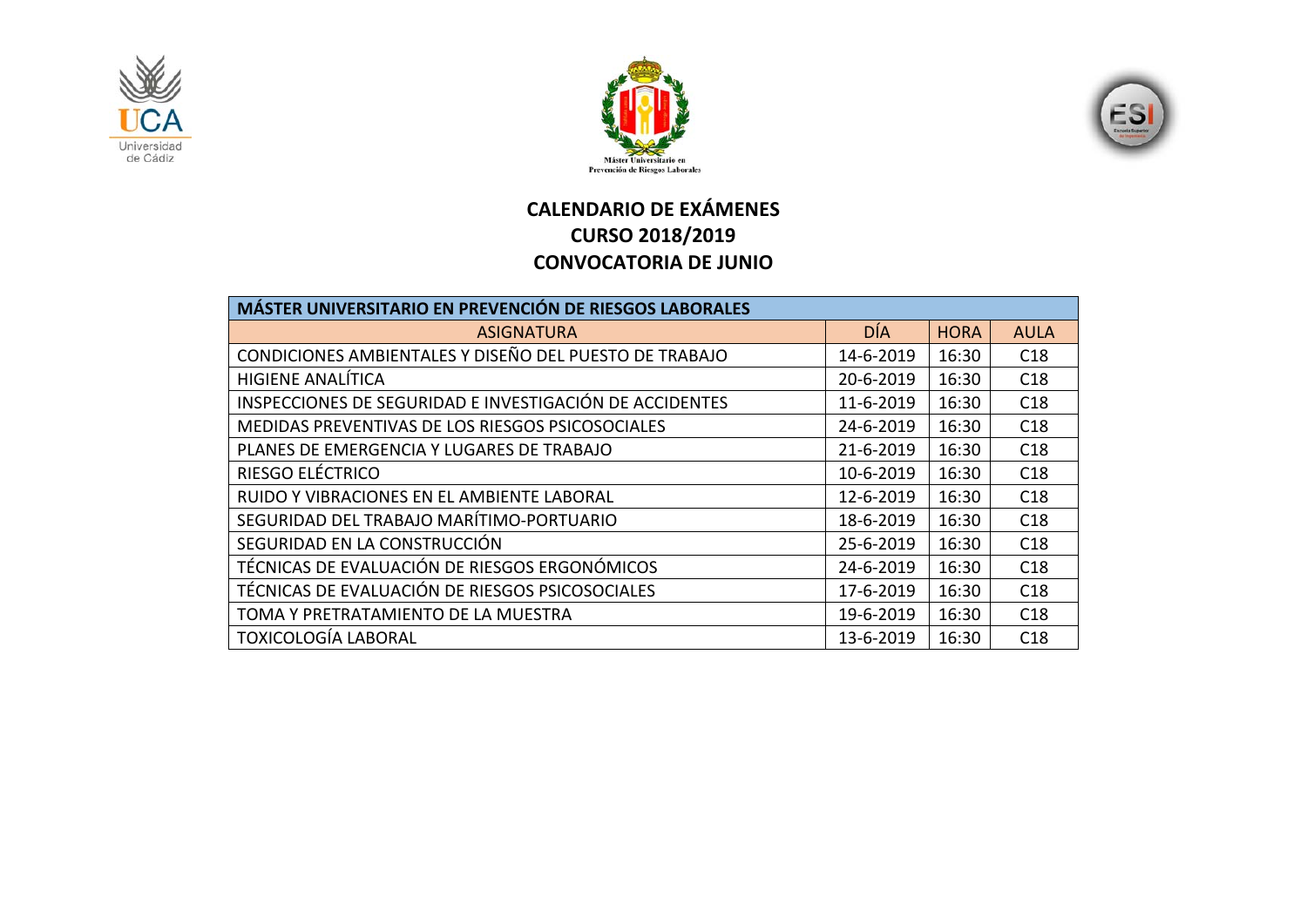UCA Universidad de Cádiz

Máster Universitario en Prevención de Riesgos Laborales

# CALENDARIO DE EXÁMENES
## CURSO 2018/2019
## CONVOCATORIA DE JUNIO

| MÁSTER UNIVERSITARIO EN PREVENCIÓN DE RIESGOS LABORALES | | | |
|---|---|---|---|
| ASIGNATURA | DÍA | HORA | AULA |
| CONDICIONES AMBIENTALES Y DISEÑO DEL PUESTO DE TRABAJO | 14-6-2019 | 16:30 | C18 |
| HIGIENE ANALÍTICA | 20-6-2019 | 16:30 | C18 |
| INSPECCIONES DE SEGURIDAD E INVESTIGACIÓN DE ACCIDENTES | 11-6-2019 | 16:30 | C18 |
| MEDIDAS PREVENTIVAS DE LOS RIESGOS PSICOSOCIALES | 24-6-2019 | 16:30 | C18 |
| PLANES DE EMERGENCIA Y LUGARES DE TRABAJO | 21-6-2019 | 16:30 | C18 |
| RIESGO ELÉCTRICO | 10-6-2019 | 16:30 | C18 |
| RUIDO Y VIBRACIONES EN EL AMBIENTE LABORAL | 12-6-2019 | 16:30 | C18 |
| SEGURIDAD DEL TRABAJO MARÍTIMO-PORTUARIO | 18-6-2019 | 16:30 | C18 |
| SEGURIDAD EN LA CONSTRUCCIÓN | 25-6-2019 | 16:30 | C18 |
| TÉCNICAS DE EVALUACIÓN DE RIESGOS ERGONÓMICOS | 24-6-2019 | 16:30 | C18 |
| TÉCNICAS DE EVALUACIÓN DE RIESGOS PSICOSOCIALES | 17-6-2019 | 16:30 | C18 |
| TOMA Y PRETRATAMIENTO DE LA MUESTRA | 19-6-2019 | 16:30 | C18 |
| TOXICOLOGÍA LABORAL | 13-6-2019 | 16:30 | C18 |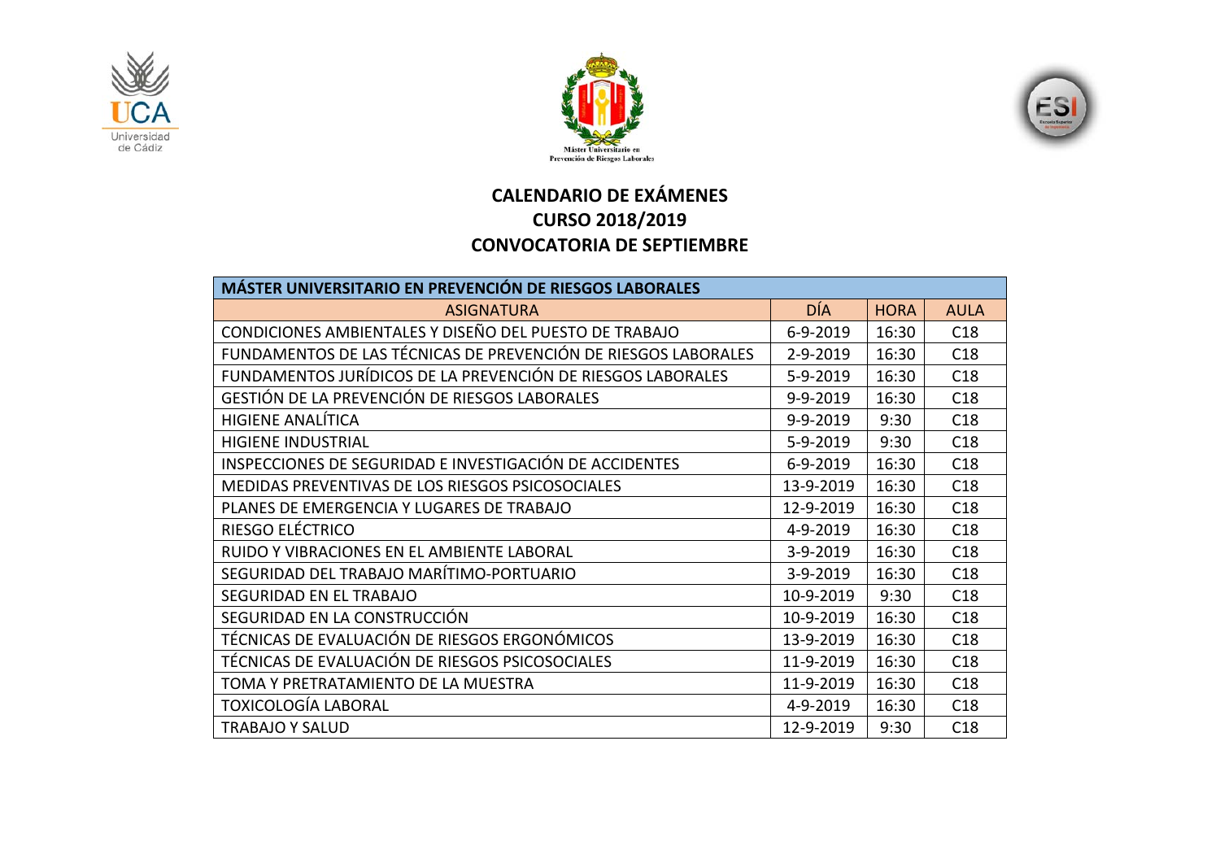# CALENDARIO DE EXÁMENES
## CURSO 2018/2019
## CONVOCATORIA DE SEPTIEMBRE

| MÁSTER UNIVERSITARIO EN PREVENCIÓN DE RIESGOS LABORALES | | | |
|---|---|---|---|
| ASIGNATURA | DÍA | HORA | AULA |
| CONDICIONES AMBIENTALES Y DISEÑO DEL PUESTO DE TRABAJO | 6-9-2019 | 16:30 | C18 |
| FUNDAMENTOS DE LAS TÉCNICAS DE PREVENCIÓN DE RIESGOS LABORALES | 2-9-2019 | 16:30 | C18 |
| FUNDAMENTOS JURÍDICOS DE LA PREVENCIÓN DE RIESGOS LABORALES | 5-9-2019 | 16:30 | C18 |
| GESTIÓN DE LA PREVENCIÓN DE RIESGOS LABORALES | 9-9-2019 | 16:30 | C18 |
| HIGIENE ANALÍTICA | 9-9-2019 | 9:30 | C18 |
| HIGIENE INDUSTRIAL | 5-9-2019 | 9:30 | C18 |
| INSPECCIONES DE SEGURIDAD E INVESTIGACIÓN DE ACCIDENTES | 6-9-2019 | 16:30 | C18 |
| MEDIDAS PREVENTIVAS DE LOS RIESGOS PSICOSOCIALES | 13-9-2019 | 16:30 | C18 |
| PLANES DE EMERGENCIA Y LUGARES DE TRABAJO | 12-9-2019 | 16:30 | C18 |
| RIESGO ELÉCTRICO | 4-9-2019 | 16:30 | C18 |
| RUIDO Y VIBRACIONES EN EL AMBIENTE LABORAL | 3-9-2019 | 16:30 | C18 |
| SEGURIDAD DEL TRABAJO MARÍTIMO-PORTUARIO | 3-9-2019 | 16:30 | C18 |
| SEGURIDAD EN EL TRABAJO | 10-9-2019 | 9:30 | C18 |
| SEGURIDAD EN LA CONSTRUCCIÓN | 10-9-2019 | 16:30 | C18 |
| TÉCNICAS DE EVALUACIÓN DE RIESGOS ERGONÓMICOS | 13-9-2019 | 16:30 | C18 |
| TÉCNICAS DE EVALUACIÓN DE RIESGOS PSICOSOCIALES | 11-9-2019 | 16:30 | C18 |
| TOMA Y PRETRATAMIENTO DE LA MUESTRA | 11-9-2019 | 16:30 | C18 |
| TOXICOLOGÍA LABORAL | 4-9-2019 | 16:30 | C18 |
| TRABAJO Y SALUD | 12-9-2019 | 9:30 | C18 |